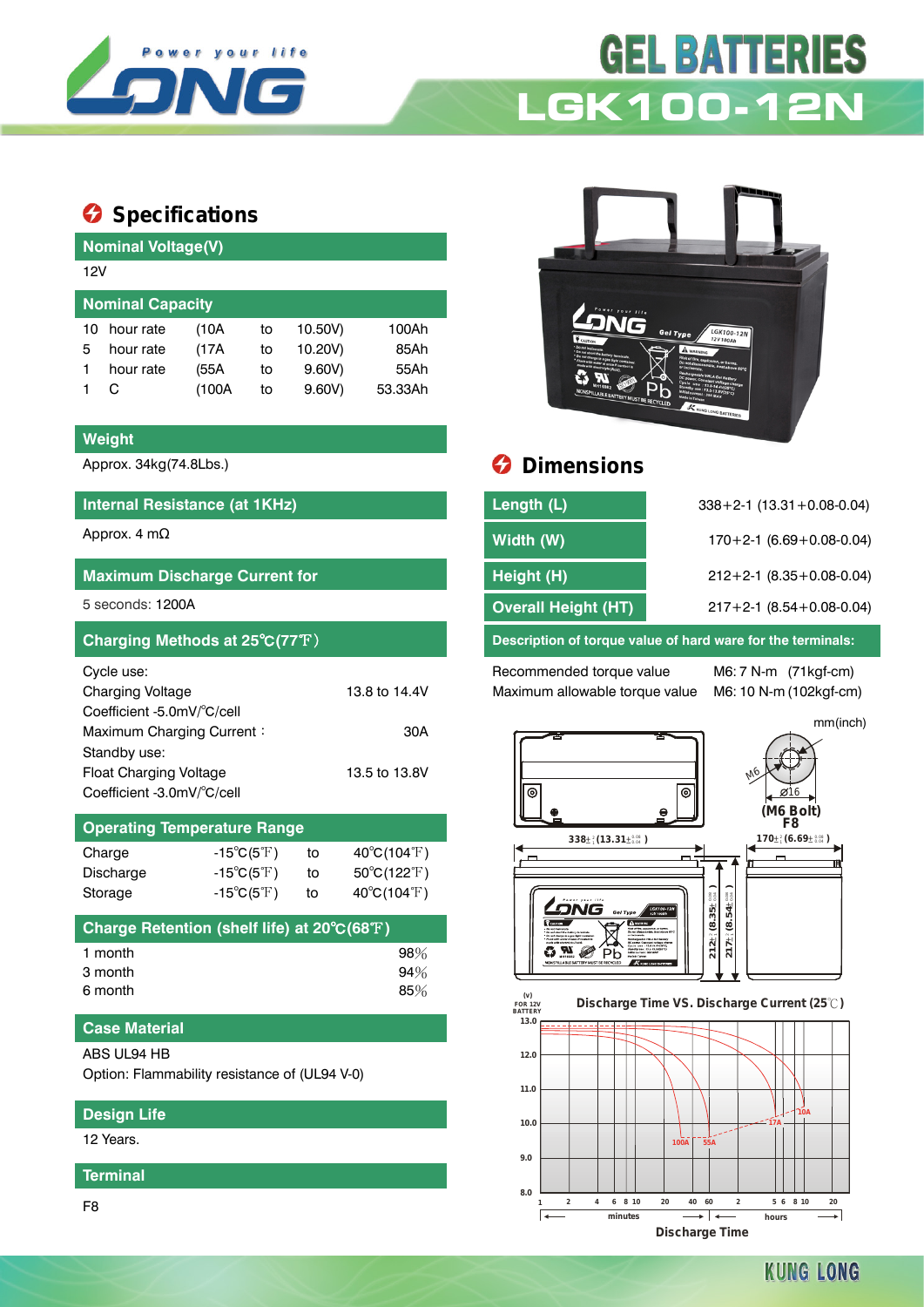# GEL BATTERIES

# LGK100-12N

## Specifications

### Nominal Voltage(V)

12V

### Nominal Capacity

| | | | | | |
|---|---|---|---|---|---|
| 10 | hour rate | (10A | to | 10.50V) | 100Ah |
| 5 | hour rate | (17A | to | 10.20V) | 85Ah |
| 1 | hour rate | (55A | to | 9.60V) | 55Ah |
| 1 | C | (100A | to | 9.60V) | 53.33Ah |

### Weight

Approx. 34kg(74.8Lbs.)

### Internal Resistance (at 1KHz)

Approx. 4 mΩ

### Maximum Discharge Current for

5 seconds: 1200A

### Charging Methods at 25℃(77℉)

Cycle use:

| | |
|---|---|
| Charging Voltage | 13.8 to 14.4V |
| Coefficient -5.0mV/℃/cell | |
| Maximum Charging Current : | 30A |

Standby use:

| | |
|---|---|
| Float Charging Voltage | 13.5 to 13.8V |
| Coefficient -3.0mV/℃/cell | |

### Operating Temperature Range

| | | | |
|---|---|---|---|
| Charge | -15℃(5℉) | to | 40℃(104℉) |
| Discharge | -15℃(5℉) | to | 50℃(122℉) |
| Storage | -15℃(5℉) | to | 40℃(104℉) |

### Charge Retention (shelf life) at 20℃(68℉)

| | |
|---|---|
| 1 month | 98% |
| 3 month | 94% |
| 6 month | 85% |

### Case Material

ABS UL94 HB

Option: Flammability resistance of (UL94 V-0)

### Design Life

12 Years.

### Terminal

F8

## Dimensions

| | |
|---|---|
| Length (L) | 338+2-1 (13.31+0.08-0.04) |
| Width (W) | 170+2-1 (6.69+0.08-0.04) |
| Height (H) | 212+2-1 (8.35+0.08-0.04) |
| Overall Height (HT) | 217+2-1 (8.54+0.08-0.04) |

### Description of torque value of hard ware for the terminals:

| | |
|---|---|
| Recommended torque value | M6: 7 N-m (71kgf-cm) |
| Maximum allowable torque value | M6: 10 N-m (102kgf-cm) |

mm(inch)

M6, ⌀16, (M6 Bolt) F8

338±(13.31), 170±(6.69), 212±(8.35), 217±(8.54)

Discharge Time VS. Discharge Current (25℃)

(v) FOR 12V BATTERY: 13.0, 12.0, 11.0, 10.0, 9.0, 8.0

100A, 55A, 17A, 10A

1 2 4 6 8 10 20 40 60 minutes; 2 5 6 8 10 20 hours

Discharge Time

KUNG LONG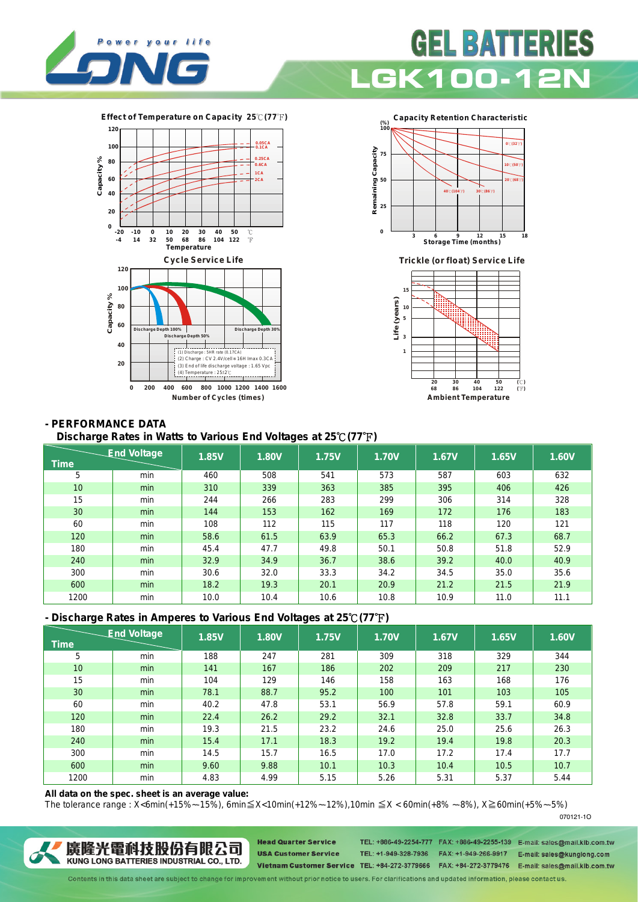# GEL BATTERIES

## LGK100-12N

Power your life

LONG

Effect of Temperature on Capacity 25℃(77℉)

Capacity % 120 100 80 60 40 20 0

0.05CA 0.1CA 0.25CA 0.6CA 1CA 2CA

-20 -10 0 10 20 30 40 50 ℃
-4 14 32 50 68 86 104 122 ℉
Temperature

Capacity Retention Characteristic

(%) 100 75 50 25 0
Remaining Capacity

0℃(32℉) 10℃(50℉) 20℃(68℉) 30℃(86℉) 40℃(104℉)

3 6 9 12 15 18
Storage Time (months)

Cycle Service Life

Capacity % 120 100 80 60 40 20

Discharge Depth 100% Discharge Depth 50% Discharge Depth 30%

(1) Discharge : 5HR rate (0.17CA)
(2) Charge : CV 2.4V/cell∗16H Imax 0.3CA
(3) End of life discharge voltage : 1.65 Vpc
(4) Temperature : 25±2℃

0 200 400 600 800 1000 1200 1400 1600
Number of Cycles (times)

Trickle (or float) Service Life

Life (years) 15 10 5 3 1

20 30 40 50 (℃)
68 86 104 122 (℉)
Ambient Temperature

## - PERFORMANCE DATA

### Discharge Rates in Watts to Various End Voltages at 25℃(77℉)

| Time | | 1.85V | 1.80V | 1.75V | 1.70V | 1.67V | 1.65V | 1.60V |
|---|---|---|---|---|---|---|---|---|
| 5 | min | 460 | 508 | 541 | 573 | 587 | 603 | 632 |
| 10 | min | 310 | 339 | 363 | 385 | 395 | 406 | 426 |
| 15 | min | 244 | 266 | 283 | 299 | 306 | 314 | 328 |
| 30 | min | 144 | 153 | 162 | 169 | 172 | 176 | 183 |
| 60 | min | 108 | 112 | 115 | 117 | 118 | 120 | 121 |
| 120 | min | 58.6 | 61.5 | 63.9 | 65.3 | 66.2 | 67.3 | 68.7 |
| 180 | min | 45.4 | 47.7 | 49.8 | 50.1 | 50.8 | 51.8 | 52.9 |
| 240 | min | 32.9 | 34.9 | 36.7 | 38.6 | 39.2 | 40.0 | 40.9 |
| 300 | min | 30.6 | 32.0 | 33.3 | 34.2 | 34.5 | 35.0 | 35.6 |
| 600 | min | 18.2 | 19.3 | 20.1 | 20.9 | 21.2 | 21.5 | 21.9 |
| 1200 | min | 10.0 | 10.4 | 10.6 | 10.8 | 10.9 | 11.0 | 11.1 |

### - Discharge Rates in Amperes to Various End Voltages at 25℃(77℉)

| Time | | 1.85V | 1.80V | 1.75V | 1.70V | 1.67V | 1.65V | 1.60V |
|---|---|---|---|---|---|---|---|---|
| 5 | min | 188 | 247 | 281 | 309 | 318 | 329 | 344 |
| 10 | min | 141 | 167 | 186 | 202 | 209 | 217 | 230 |
| 15 | min | 104 | 129 | 146 | 158 | 163 | 168 | 176 |
| 30 | min | 78.1 | 88.7 | 95.2 | 100 | 101 | 103 | 105 |
| 60 | min | 40.2 | 47.8 | 53.1 | 56.9 | 57.8 | 59.1 | 60.9 |
| 120 | min | 22.4 | 26.2 | 29.2 | 32.1 | 32.8 | 33.7 | 34.8 |
| 180 | min | 19.3 | 21.5 | 23.2 | 24.6 | 25.0 | 25.6 | 26.3 |
| 240 | min | 15.4 | 17.1 | 18.3 | 19.2 | 19.4 | 19.8 | 20.3 |
| 300 | min | 14.5 | 15.7 | 16.5 | 17.0 | 17.2 | 17.4 | 17.7 |
| 600 | min | 9.60 | 9.88 | 10.1 | 10.3 | 10.4 | 10.5 | 10.7 |
| 1200 | min | 4.83 | 4.99 | 5.15 | 5.26 | 5.31 | 5.37 | 5.44 |

**All data on the spec. sheet is an average value:**
The tolerance range : X<6min(+15%~15%), 6min≦X<10min(+12%~12%),10min ≦X <60min(+8% ~8%), X≧60min(+5%~5%)

070121-1O

廣隆光電科技股份有限公司
KUNG LONG BATTERIES INDUSTRIAL CO., LTD.

| | | | |
|---|---|---|---|
| Head Quarter Service | TEL: +886-49-2254-777 | FAX: +886-49-2255-139 | E-mail: sales@mail.klb.com.tw |
| USA Customer Service | TEL: +1-949-328-7936 | FAX: +1-949-266-9917 | E-mail: sales@kunglong.com |
| Vietnam Customer Service | TEL: +84-272-3779666 | FAX: +84-272-3779476 | E-mail: sales@mail.klb.com.tw |

Contents in this data sheet are subject to change for improvement without prior notice to users. For clarifications and updated information, please contact us.